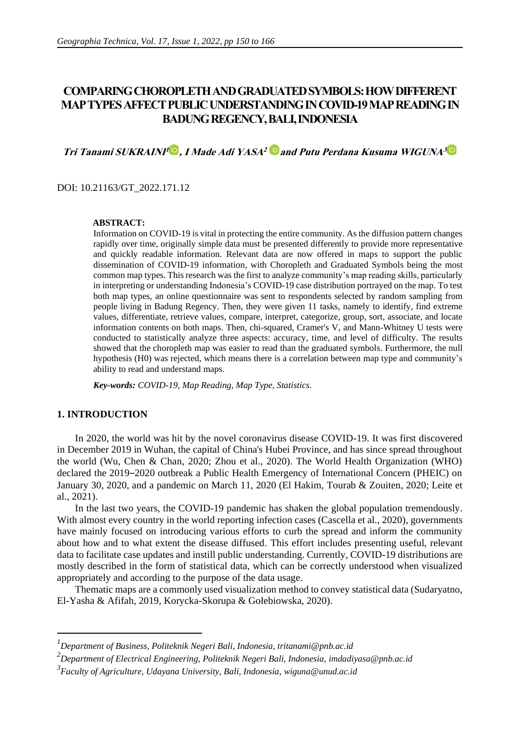# COMPARING CHOROPLETH AND GRADUATED SYMBOLS: HOW DIFFERENT MAP TYPES AFFECT PUBLIC UNDERSTANDING IN COVID-19 MAP READING IN BADUNG REGENCY, BALI, INDONESIA

***Tri Tanami SUKRAINI*[1], *I Made Adi YASA*[2] and *Putu Perdana Kusuma WIGUNA*[3]**

DOI: 10.21163/GT_2022.171.12

**ABSTRACT:**

Information on COVID-19 is vital in protecting the entire community. As the diffusion pattern changes rapidly over time, originally simple data must be presented differently to provide more representative and quickly readable information. Relevant data are now offered in maps to support the public dissemination of COVID-19 information, with Choropleth and Graduated Symbols being the most common map types. This research was the first to analyze community's map reading skills, particularly in interpreting or understanding Indonesia's COVID-19 case distribution portrayed on the map. To test both map types, an online questionnaire was sent to respondents selected by random sampling from people living in Badung Regency. Then, they were given 11 tasks, namely to identify, find extreme values, differentiate, retrieve values, compare, interpret, categorize, group, sort, associate, and locate information contents on both maps. Then, chi-squared, Cramer's V, and Mann-Whitney U tests were conducted to statistically analyze three aspects: accuracy, time, and level of difficulty. The results showed that the choropleth map was easier to read than the graduated symbols. Furthermore, the null hypothesis (H0) was rejected, which means there is a correlation between map type and community's ability to read and understand maps.

***Key-words:** COVID-19, Map Reading, Map Type, Statistics.*

## 1. INTRODUCTION

In 2020, the world was hit by the novel coronavirus disease COVID-19. It was first discovered in December 2019 in Wuhan, the capital of China's Hubei Province, and has since spread throughout the world (Wu, Chen & Chan, 2020; Zhou et al., 2020). The World Health Organization (WHO) declared the 2019‒2020 outbreak a Public Health Emergency of International Concern (PHEIC) on January 30, 2020, and a pandemic on March 11, 2020 (El Hakim, Tourab & Zouiten, 2020; Leite et al., 2021).

In the last two years, the COVID-19 pandemic has shaken the global population tremendously. With almost every country in the world reporting infection cases (Cascella et al., 2020), governments have mainly focused on introducing various efforts to curb the spread and inform the community about how and to what extent the disease diffused. This effort includes presenting useful, relevant data to facilitate case updates and instill public understanding. Currently, COVID-19 distributions are mostly described in the form of statistical data, which can be correctly understood when visualized appropriately and according to the purpose of the data usage.

Thematic maps are a commonly used visualization method to convey statistical data (Sudaryatno, El-Yasha & Afifah, 2019, Korycka-Skorupa & Gołebiowska, 2020).

---

[1] *Department of Business, Politeknik Negeri Bali, Indonesia, tritanami@pnb.ac.id*

[2] *Department of Electrical Engineering, Politeknik Negeri Bali, Indonesia, imdadiyasa@pnb.ac.id*

[3] *Faculty of Agriculture, Udayana University, Bali, Indonesia, wiguna@unud.ac.id*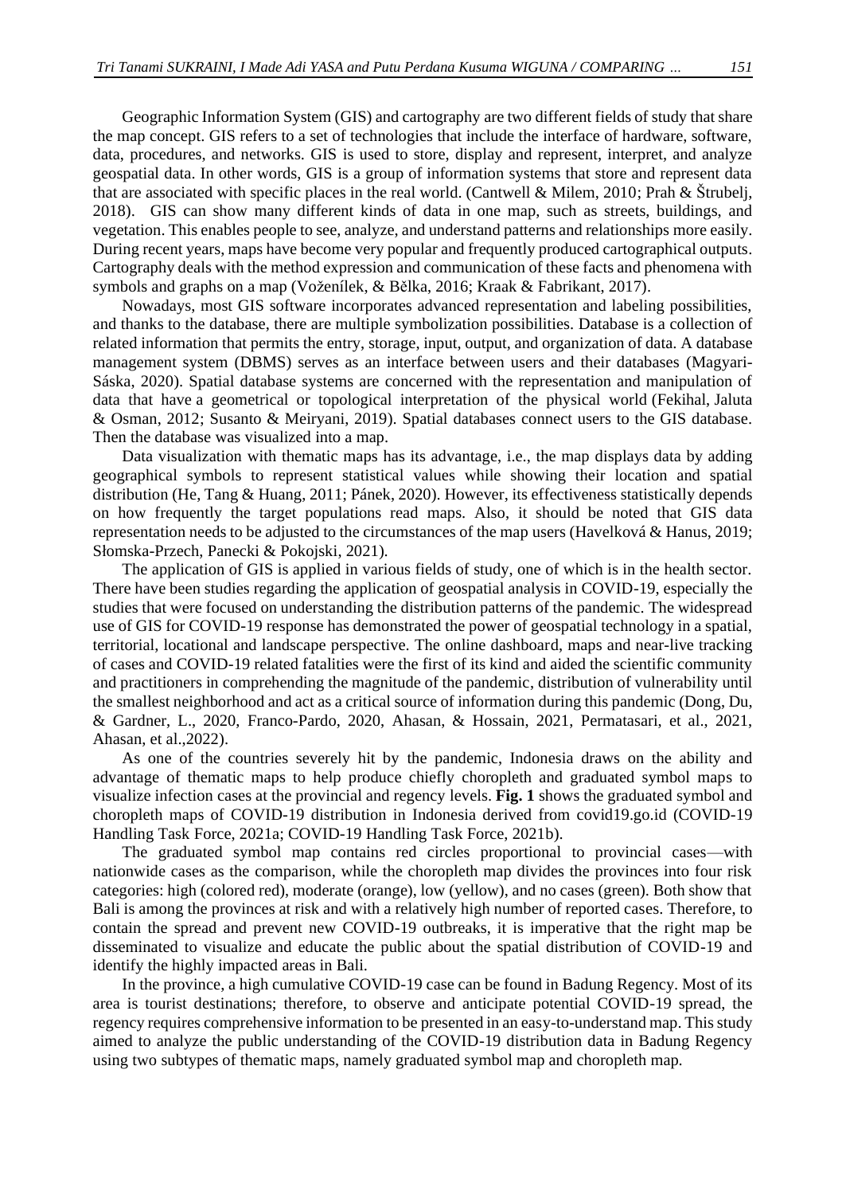Geographic Information System (GIS) and cartography are two different fields of study that share the map concept. GIS refers to a set of technologies that include the interface of hardware, software, data, procedures, and networks. GIS is used to store, display and represent, interpret, and analyze geospatial data. In other words, GIS is a group of information systems that store and represent data that are associated with specific places in the real world. (Cantwell & Milem, 2010; Prah & Štrubelj, 2018). GIS can show many different kinds of data in one map, such as streets, buildings, and vegetation. This enables people to see, analyze, and understand patterns and relationships more easily. During recent years, maps have become very popular and frequently produced cartographical outputs. Cartography deals with the method expression and communication of these facts and phenomena with symbols and graphs on a map (Voženílek, & Bělka, 2016; Kraak & Fabrikant, 2017).

Nowadays, most GIS software incorporates advanced representation and labeling possibilities, and thanks to the database, there are multiple symbolization possibilities. Database is a collection of related information that permits the entry, storage, input, output, and organization of data. A database management system (DBMS) serves as an interface between users and their databases (Magyari-Sáska, 2020). Spatial database systems are concerned with the representation and manipulation of data that have a geometrical or topological interpretation of the physical world (Fekihal, Jaluta & Osman, 2012; Susanto & Meiryani, 2019). Spatial databases connect users to the GIS database. Then the database was visualized into a map.

Data visualization with thematic maps has its advantage, i.e., the map displays data by adding geographical symbols to represent statistical values while showing their location and spatial distribution (He, Tang & Huang, 2011; Pánek, 2020). However, its effectiveness statistically depends on how frequently the target populations read maps. Also, it should be noted that GIS data representation needs to be adjusted to the circumstances of the map users (Havelková & Hanus, 2019; Słomska-Przech, Panecki & Pokojski, 2021).

The application of GIS is applied in various fields of study, one of which is in the health sector. There have been studies regarding the application of geospatial analysis in COVID-19, especially the studies that were focused on understanding the distribution patterns of the pandemic. The widespread use of GIS for COVID-19 response has demonstrated the power of geospatial technology in a spatial, territorial, locational and landscape perspective. The online dashboard, maps and near-live tracking of cases and COVID-19 related fatalities were the first of its kind and aided the scientific community and practitioners in comprehending the magnitude of the pandemic, distribution of vulnerability until the smallest neighborhood and act as a critical source of information during this pandemic (Dong, Du, & Gardner, L., 2020, Franco-Pardo, 2020, Ahasan, & Hossain, 2021, Permatasari, et al., 2021, Ahasan, et al.,2022).

As one of the countries severely hit by the pandemic, Indonesia draws on the ability and advantage of thematic maps to help produce chiefly choropleth and graduated symbol maps to visualize infection cases at the provincial and regency levels. **Fig. 1** shows the graduated symbol and choropleth maps of COVID-19 distribution in Indonesia derived from covid19.go.id (COVID-19 Handling Task Force, 2021a; COVID-19 Handling Task Force, 2021b).

The graduated symbol map contains red circles proportional to provincial cases—with nationwide cases as the comparison, while the choropleth map divides the provinces into four risk categories: high (colored red), moderate (orange), low (yellow), and no cases (green). Both show that Bali is among the provinces at risk and with a relatively high number of reported cases. Therefore, to contain the spread and prevent new COVID-19 outbreaks, it is imperative that the right map be disseminated to visualize and educate the public about the spatial distribution of COVID-19 and identify the highly impacted areas in Bali.

In the province, a high cumulative COVID-19 case can be found in Badung Regency. Most of its area is tourist destinations; therefore, to observe and anticipate potential COVID-19 spread, the regency requires comprehensive information to be presented in an easy-to-understand map. This study aimed to analyze the public understanding of the COVID-19 distribution data in Badung Regency using two subtypes of thematic maps, namely graduated symbol map and choropleth map.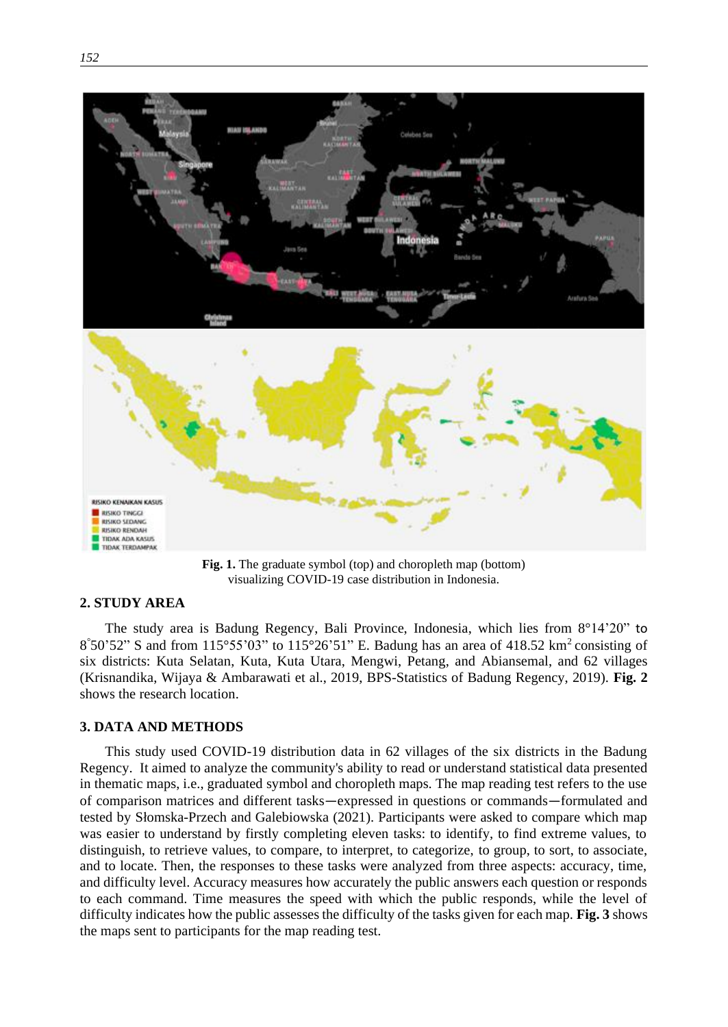**Fig. 1.** The graduate symbol (top) and choropleth map (bottom) visualizing COVID-19 case distribution in Indonesia.

## 2. STUDY AREA

The study area is Badung Regency, Bali Province, Indonesia, which lies from 8°14'20" to 8°50'52" S and from 115°55'03" to 115°26'51" E. Badung has an area of 418.52 km$^2$ consisting of six districts: Kuta Selatan, Kuta, Kuta Utara, Mengwi, Petang, and Abiansemal, and 62 villages (Krisnandika, Wijaya & Ambarawati et al., 2019, BPS-Statistics of Badung Regency, 2019). **Fig. 2** shows the research location.

## 3. DATA AND METHODS

This study used COVID-19 distribution data in 62 villages of the six districts in the Badung Regency. It aimed to analyze the community's ability to read or understand statistical data presented in thematic maps, i.e., graduated symbol and choropleth maps. The map reading test refers to the use of comparison matrices and different tasks—expressed in questions or commands—formulated and tested by Słomska-Przech and Galebiowska (2021). Participants were asked to compare which map was easier to understand by firstly completing eleven tasks: to identify, to find extreme values, to distinguish, to retrieve values, to compare, to interpret, to categorize, to group, to sort, to associate, and to locate. Then, the responses to these tasks were analyzed from three aspects: accuracy, time, and difficulty level. Accuracy measures how accurately the public answers each question or responds to each command. Time measures the speed with which the public responds, while the level of difficulty indicates how the public assesses the difficulty of the tasks given for each map. **Fig. 3** shows the maps sent to participants for the map reading test.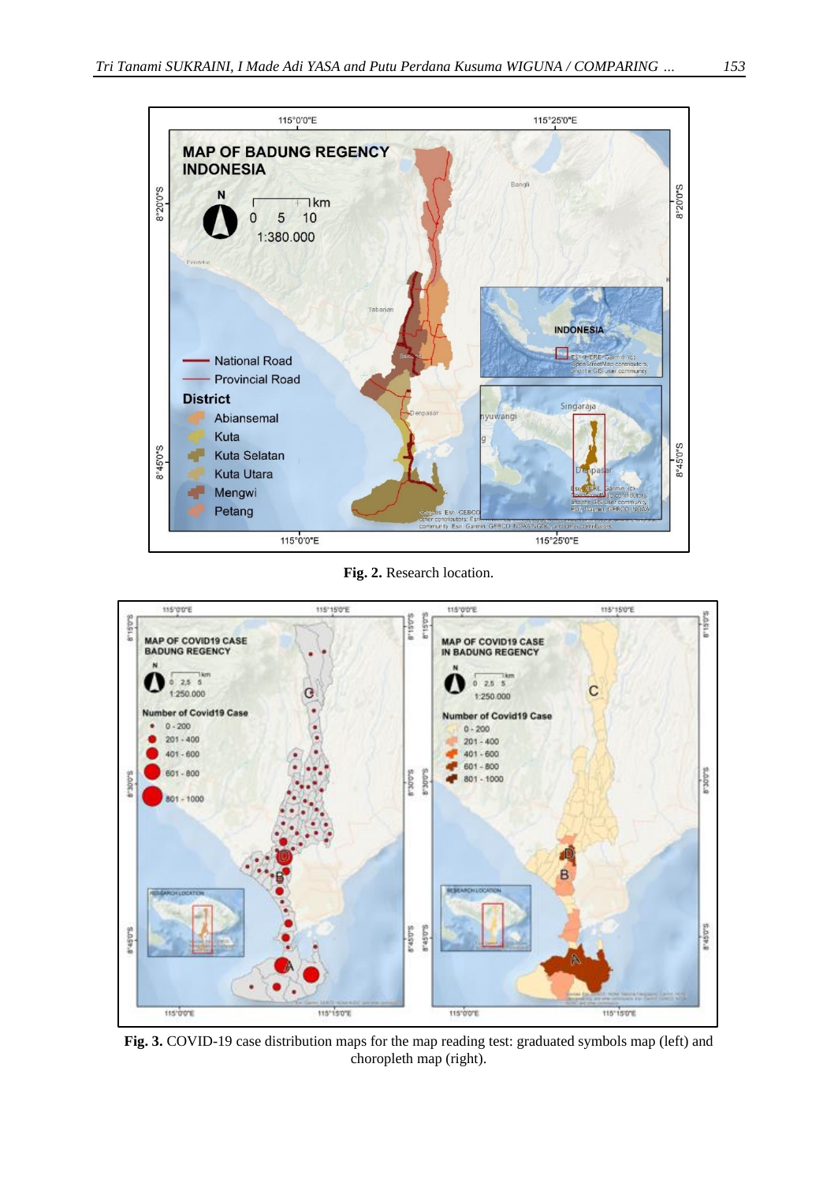**Fig. 2.** Research location.

**Fig. 3.** COVID-19 case distribution maps for the map reading test: graduated symbols map (left) and choropleth map (right).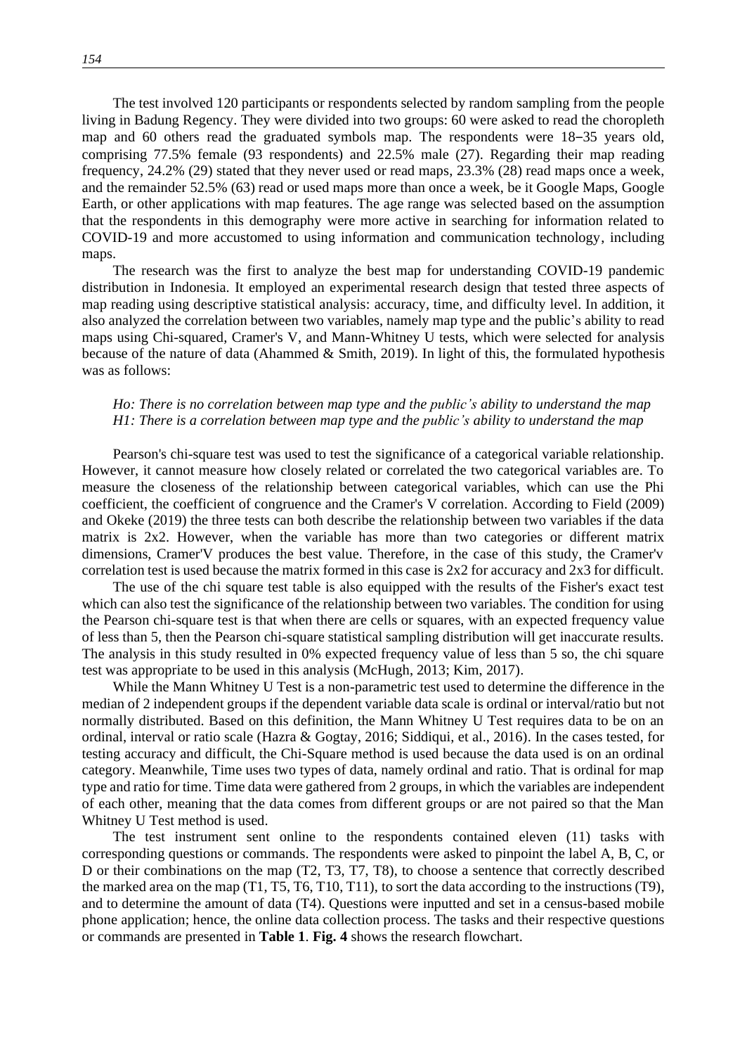The test involved 120 participants or respondents selected by random sampling from the people living in Badung Regency. They were divided into two groups: 60 were asked to read the choropleth map and 60 others read the graduated symbols map. The respondents were 18‒35 years old, comprising 77.5% female (93 respondents) and 22.5% male (27). Regarding their map reading frequency, 24.2% (29) stated that they never used or read maps, 23.3% (28) read maps once a week, and the remainder 52.5% (63) read or used maps more than once a week, be it Google Maps, Google Earth, or other applications with map features. The age range was selected based on the assumption that the respondents in this demography were more active in searching for information related to COVID-19 and more accustomed to using information and communication technology, including maps.

The research was the first to analyze the best map for understanding COVID-19 pandemic distribution in Indonesia. It employed an experimental research design that tested three aspects of map reading using descriptive statistical analysis: accuracy, time, and difficulty level. In addition, it also analyzed the correlation between two variables, namely map type and the public's ability to read maps using Chi-squared, Cramer's V, and Mann-Whitney U tests, which were selected for analysis because of the nature of data (Ahammed & Smith, 2019). In light of this, the formulated hypothesis was as follows:

*Ho: There is no correlation between map type and the public's ability to understand the map*
*H1: There is a correlation between map type and the public's ability to understand the map*

Pearson's chi-square test was used to test the significance of a categorical variable relationship. However, it cannot measure how closely related or correlated the two categorical variables are. To measure the closeness of the relationship between categorical variables, which can use the Phi coefficient, the coefficient of congruence and the Cramer's V correlation. According to Field (2009) and Okeke (2019) the three tests can both describe the relationship between two variables if the data matrix is 2x2. However, when the variable has more than two categories or different matrix dimensions, Cramer'V produces the best value. Therefore, in the case of this study, the Cramer'v correlation test is used because the matrix formed in this case is 2x2 for accuracy and 2x3 for difficult.

The use of the chi square test table is also equipped with the results of the Fisher's exact test which can also test the significance of the relationship between two variables. The condition for using the Pearson chi-square test is that when there are cells or squares, with an expected frequency value of less than 5, then the Pearson chi-square statistical sampling distribution will get inaccurate results. The analysis in this study resulted in 0% expected frequency value of less than 5 so, the chi square test was appropriate to be used in this analysis (McHugh, 2013; Kim, 2017).

While the Mann Whitney U Test is a non-parametric test used to determine the difference in the median of 2 independent groups if the dependent variable data scale is ordinal or interval/ratio but not normally distributed. Based on this definition, the Mann Whitney U Test requires data to be on an ordinal, interval or ratio scale (Hazra & Gogtay, 2016; Siddiqui, et al., 2016). In the cases tested, for testing accuracy and difficult, the Chi-Square method is used because the data used is on an ordinal category. Meanwhile, Time uses two types of data, namely ordinal and ratio. That is ordinal for map type and ratio for time. Time data were gathered from 2 groups, in which the variables are independent of each other, meaning that the data comes from different groups or are not paired so that the Man Whitney U Test method is used.

The test instrument sent online to the respondents contained eleven (11) tasks with corresponding questions or commands. The respondents were asked to pinpoint the label A, B, C, or D or their combinations on the map (T2, T3, T7, T8), to choose a sentence that correctly described the marked area on the map (T1, T5, T6, T10, T11), to sort the data according to the instructions (T9), and to determine the amount of data (T4). Questions were inputted and set in a census-based mobile phone application; hence, the online data collection process. The tasks and their respective questions or commands are presented in **Table 1**. **Fig. 4** shows the research flowchart.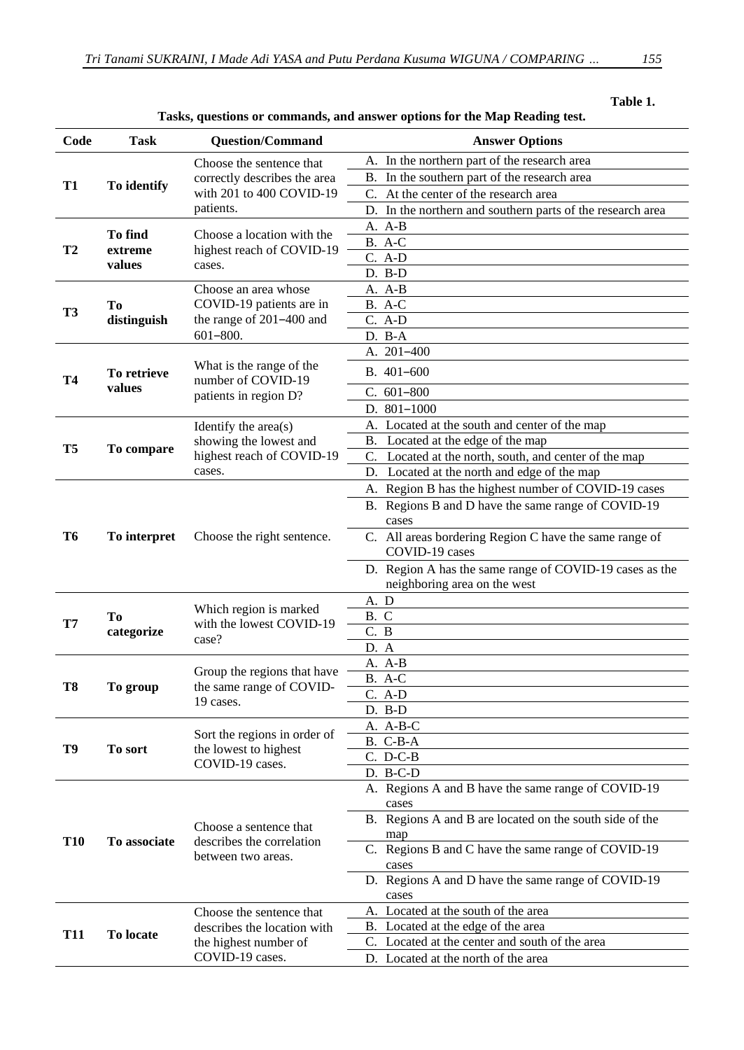**Table 1.**

**Tasks, questions or commands, and answer options for the Map Reading test.**

| Code | Task | Question/Command | Answer Options |
|---|---|---|---|
| **T1** | **To identify** | Choose the sentence that correctly describes the area with 201 to 400 COVID-19 patients. | A. In the northern part of the research area |
| | | | B. In the southern part of the research area |
| | | | C. At the center of the research area |
| | | | D. In the northern and southern parts of the research area |
| **T2** | **To find extreme values** | Choose a location with the highest reach of COVID-19 cases. | A. A-B |
| | | | B. A-C |
| | | | C. A-D |
| | | | D. B-D |
| **T3** | **To distinguish** | Choose an area whose COVID-19 patients are in the range of 201–400 and 601–800. | A. A-B |
| | | | B. A-C |
| | | | C. A-D |
| | | | D. B-A |
| **T4** | **To retrieve values** | What is the range of the number of COVID-19 patients in region D? | A. 201–400 |
| | | | B. 401–600 |
| | | | C. 601–800 |
| | | | D. 801–1000 |
| **T5** | **To compare** | Identify the area(s) showing the lowest and highest reach of COVID-19 cases. | A. Located at the south and center of the map |
| | | | B. Located at the edge of the map |
| | | | C. Located at the north, south, and center of the map |
| | | | D. Located at the north and edge of the map |
| **T6** | **To interpret** | Choose the right sentence. | A. Region B has the highest number of COVID-19 cases |
| | | | B. Regions B and D have the same range of COVID-19 cases |
| | | | C. All areas bordering Region C have the same range of COVID-19 cases |
| | | | D. Region A has the same range of COVID-19 cases as the neighboring area on the west |
| **T7** | **To categorize** | Which region is marked with the lowest COVID-19 case? | A. D |
| | | | B. C |
| | | | C. B |
| | | | D. A |
| **T8** | **To group** | Group the regions that have the same range of COVID-19 cases. | A. A-B |
| | | | B. A-C |
| | | | C. A-D |
| | | | D. B-D |
| **T9** | **To sort** | Sort the regions in order of the lowest to highest COVID-19 cases. | A. A-B-C |
| | | | B. C-B-A |
| | | | C. D-C-B |
| | | | D. B-C-D |
| **T10** | **To associate** | Choose a sentence that describes the correlation between two areas. | A. Regions A and B have the same range of COVID-19 cases |
| | | | B. Regions A and B are located on the south side of the map |
| | | | C. Regions B and C have the same range of COVID-19 cases |
| | | | D. Regions A and D have the same range of COVID-19 cases |
| **T11** | **To locate** | Choose the sentence that describes the location with the highest number of COVID-19 cases. | A. Located at the south of the area |
| | | | B. Located at the edge of the area |
| | | | C. Located at the center and south of the area |
| | | | D. Located at the north of the area |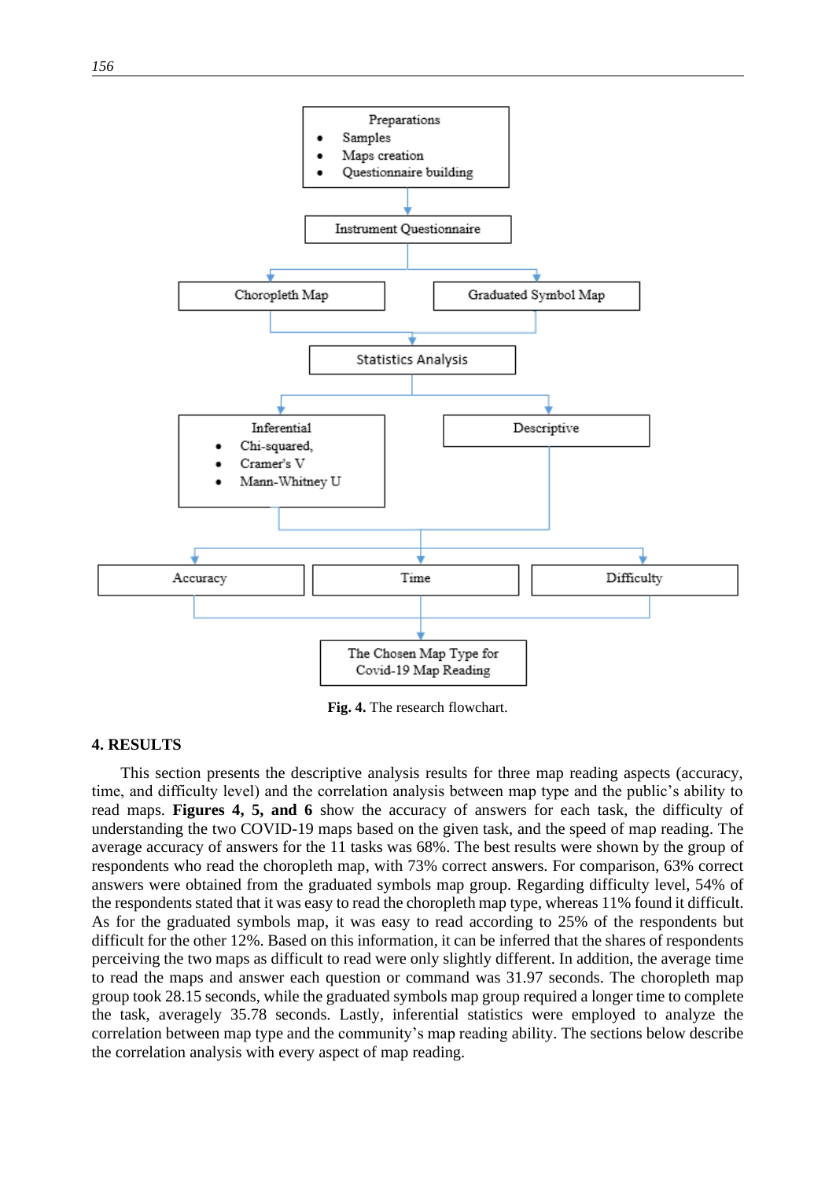Preparations
- Samples
- Maps creation
- Questionnaire building

Instrument Questionnaire

Choropleth Map | Graduated Symbol Map

Statistics Analysis

Inferential
- Chi-squared,
- Cramer's V
- Mann-Whitney U

Descriptive

Accuracy | Time | Difficulty

The Chosen Map Type for Covid-19 Map Reading

**Fig. 4.** The research flowchart.

## 4. RESULTS

This section presents the descriptive analysis results for three map reading aspects (accuracy, time, and difficulty level) and the correlation analysis between map type and the public's ability to read maps. **Figures 4, 5, and 6** show the accuracy of answers for each task, the difficulty of understanding the two COVID-19 maps based on the given task, and the speed of map reading. The average accuracy of answers for the 11 tasks was 68%. The best results were shown by the group of respondents who read the choropleth map, with 73% correct answers. For comparison, 63% correct answers were obtained from the graduated symbols map group. Regarding difficulty level, 54% of the respondents stated that it was easy to read the choropleth map type, whereas 11% found it difficult. As for the graduated symbols map, it was easy to read according to 25% of the respondents but difficult for the other 12%. Based on this information, it can be inferred that the shares of respondents perceiving the two maps as difficult to read were only slightly different. In addition, the average time to read the maps and answer each question or command was 31.97 seconds. The choropleth map group took 28.15 seconds, while the graduated symbols map group required a longer time to complete the task, averagely 35.78 seconds. Lastly, inferential statistics were employed to analyze the correlation between map type and the community's map reading ability. The sections below describe the correlation analysis with every aspect of map reading.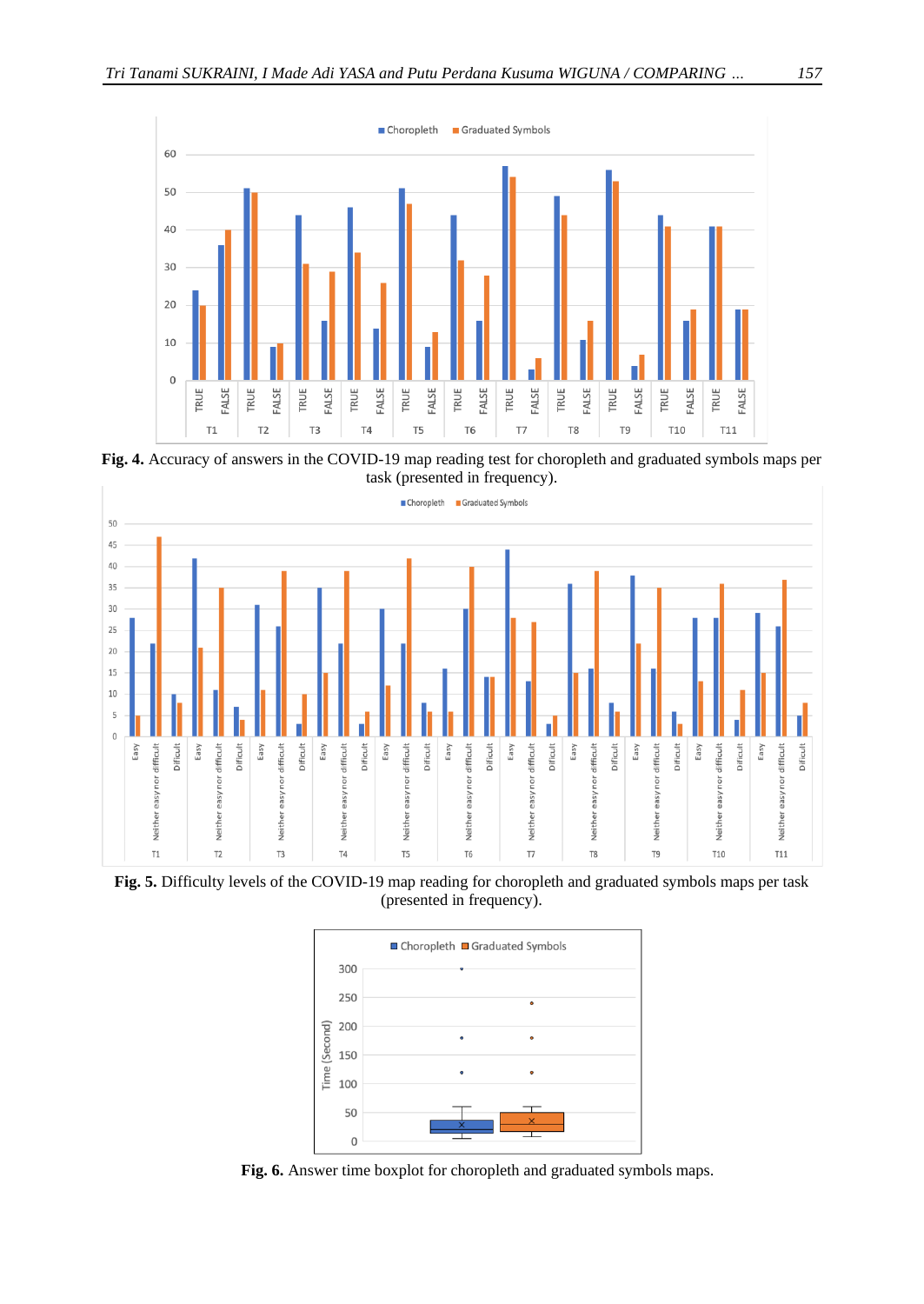**Fig. 4.** Accuracy of answers in the COVID-19 map reading test for choropleth and graduated symbols maps per task (presented in frequency).

**Fig. 5.** Difficulty levels of the COVID-19 map reading for choropleth and graduated symbols maps per task (presented in frequency).

**Fig. 6.** Answer time boxplot for choropleth and graduated symbols maps.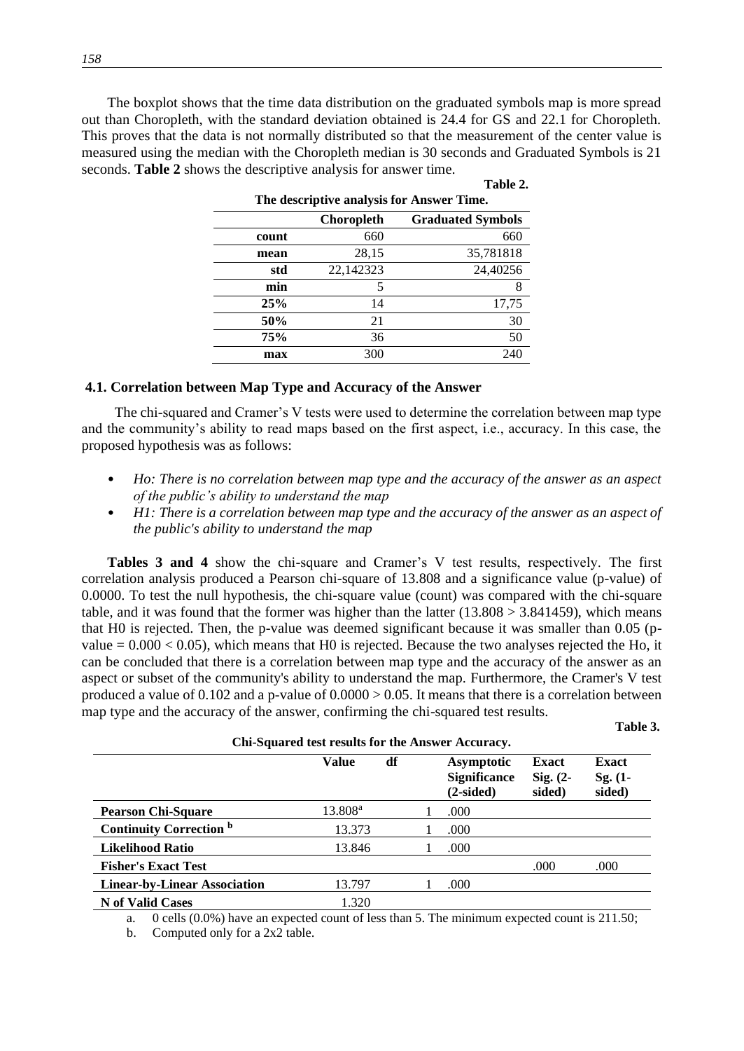The boxplot shows that the time data distribution on the graduated symbols map is more spread out than Choropleth, with the standard deviation obtained is 24.4 for GS and 22.1 for Choropleth. This proves that the data is not normally distributed so that the measurement of the center value is measured using the median with the Choropleth median is 30 seconds and Graduated Symbols is 21 seconds. **Table 2** shows the descriptive analysis for answer time.

**Table 2.**

**The descriptive analysis for Answer Time.**

| | Choropleth | Graduated Symbols |
|---|---|---|
| **count** | 660 | 660 |
| **mean** | 28,15 | 35,781818 |
| **std** | 22,142323 | 24,40256 |
| **min** | 5 | 8 |
| **25%** | 14 | 17,75 |
| **50%** | 21 | 30 |
| **75%** | 36 | 50 |
| **max** | 300 | 240 |

### 4.1. Correlation between Map Type and Accuracy of the Answer

The chi-squared and Cramer's V tests were used to determine the correlation between map type and the community's ability to read maps based on the first aspect, i.e., accuracy. In this case, the proposed hypothesis was as follows:

- *Ho: There is no correlation between map type and the accuracy of the answer as an aspect of the public's ability to understand the map*
- *H1: There is a correlation between map type and the accuracy of the answer as an aspect of the public's ability to understand the map*

**Tables 3 and 4** show the chi-square and Cramer's V test results, respectively. The first correlation analysis produced a Pearson chi-square of 13.808 and a significance value (p-value) of 0.0000. To test the null hypothesis, the chi-square value (count) was compared with the chi-square table, and it was found that the former was higher than the latter (13.808 > 3.841459), which means that H0 is rejected. Then, the p-value was deemed significant because it was smaller than 0.05 (p-value = 0.000 < 0.05), which means that H0 is rejected. Because the two analyses rejected the Ho, it can be concluded that there is a correlation between map type and the accuracy of the answer as an aspect or subset of the community's ability to understand the map. Furthermore, the Cramer's V test produced a value of 0.102 and a p-value of 0.0000 > 0.05. It means that there is a correlation between map type and the accuracy of the answer, confirming the chi-squared test results.

**Table 3.**

**Chi-Squared test results for the Answer Accuracy.**

| | Value | df | Asymptotic Significance (2-sided) | Exact Sig. (2-sided) | Exact Sg. (1-sided) |
|---|---|---|---|---|---|
| **Pearson Chi-Square** | 13.808[a] | 1 | .000 | | |
| **Continuity Correction [b]** | 13.373 | 1 | .000 | | |
| **Likelihood Ratio** | 13.846 | 1 | .000 | | |
| **Fisher's Exact Test** | | | | .000 | .000 |
| **Linear-by-Linear Association** | 13.797 | 1 | .000 | | |
| **N of Valid Cases** | 1.320 | | | | |

a. 0 cells (0.0%) have an expected count of less than 5. The minimum expected count is 211.50;

b. Computed only for a 2x2 table.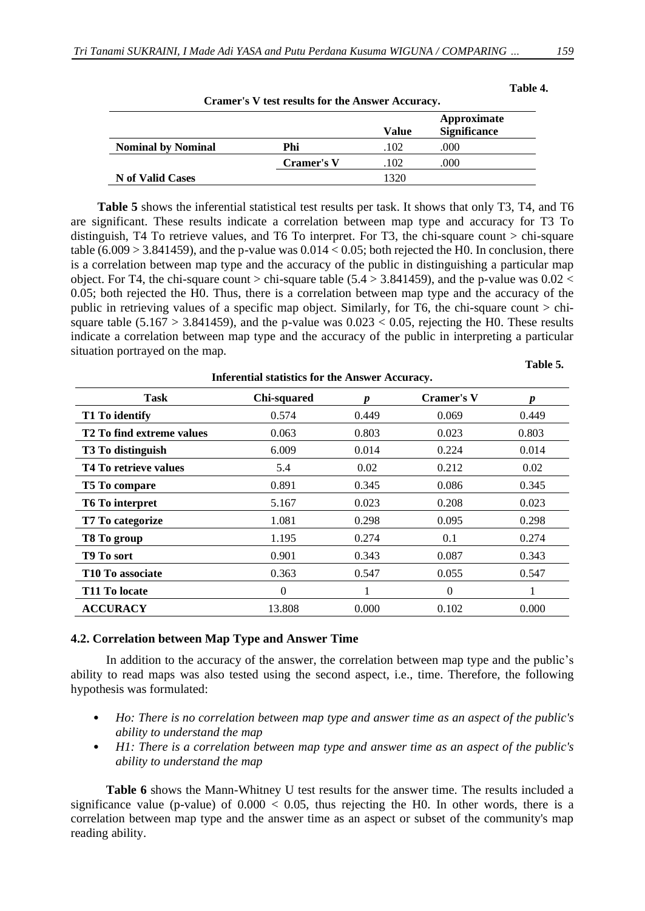Table 4.

**Cramer's V test results for the Answer Accuracy.**

| | | Value | Approximate Significance |
|---|---|---|---|
| **Nominal by Nominal** | **Phi** | .102 | .000 |
| | **Cramer's V** | .102 | .000 |
| **N of Valid Cases** | | 1320 | |

**Table 5** shows the inferential statistical test results per task. It shows that only T3, T4, and T6 are significant. These results indicate a correlation between map type and accuracy for T3 To distinguish, T4 To retrieve values, and T6 To interpret. For T3, the chi-square count > chi-square table (6.009 > 3.841459), and the p-value was 0.014 < 0.05; both rejected the H0. In conclusion, there is a correlation between map type and the accuracy of the public in distinguishing a particular map object. For T4, the chi-square count > chi-square table (5.4 > 3.841459), and the p-value was 0.02 < 0.05; both rejected the H0. Thus, there is a correlation between map type and the accuracy of the public in retrieving values of a specific map object. Similarly, for T6, the chi-square count > chi-square table (5.167 > 3.841459), and the p-value was 0.023 < 0.05, rejecting the H0. These results indicate a correlation between map type and the accuracy of the public in interpreting a particular situation portrayed on the map.

Table 5.

**Inferential statistics for the Answer Accuracy.**

| Task | Chi-squared | *p* | Cramer's V | *p* |
|---|---|---|---|---|
| **T1 To identify** | 0.574 | 0.449 | 0.069 | 0.449 |
| **T2 To find extreme values** | 0.063 | 0.803 | 0.023 | 0.803 |
| **T3 To distinguish** | 6.009 | 0.014 | 0.224 | 0.014 |
| **T4 To retrieve values** | 5.4 | 0.02 | 0.212 | 0.02 |
| **T5 To compare** | 0.891 | 0.345 | 0.086 | 0.345 |
| **T6 To interpret** | 5.167 | 0.023 | 0.208 | 0.023 |
| **T7 To categorize** | 1.081 | 0.298 | 0.095 | 0.298 |
| **T8 To group** | 1.195 | 0.274 | 0.1 | 0.274 |
| **T9 To sort** | 0.901 | 0.343 | 0.087 | 0.343 |
| **T10 To associate** | 0.363 | 0.547 | 0.055 | 0.547 |
| **T11 To locate** | 0 | 1 | 0 | 1 |
| **ACCURACY** | 13.808 | 0.000 | 0.102 | 0.000 |

### 4.2. Correlation between Map Type and Answer Time

In addition to the accuracy of the answer, the correlation between map type and the public's ability to read maps was also tested using the second aspect, i.e., time. Therefore, the following hypothesis was formulated:

- *Ho: There is no correlation between map type and answer time as an aspect of the public's ability to understand the map*
- *H1: There is a correlation between map type and answer time as an aspect of the public's ability to understand the map*

**Table 6** shows the Mann-Whitney U test results for the answer time. The results included a significance value (p-value) of 0.000 < 0.05, thus rejecting the H0. In other words, there is a correlation between map type and the answer time as an aspect or subset of the community's map reading ability.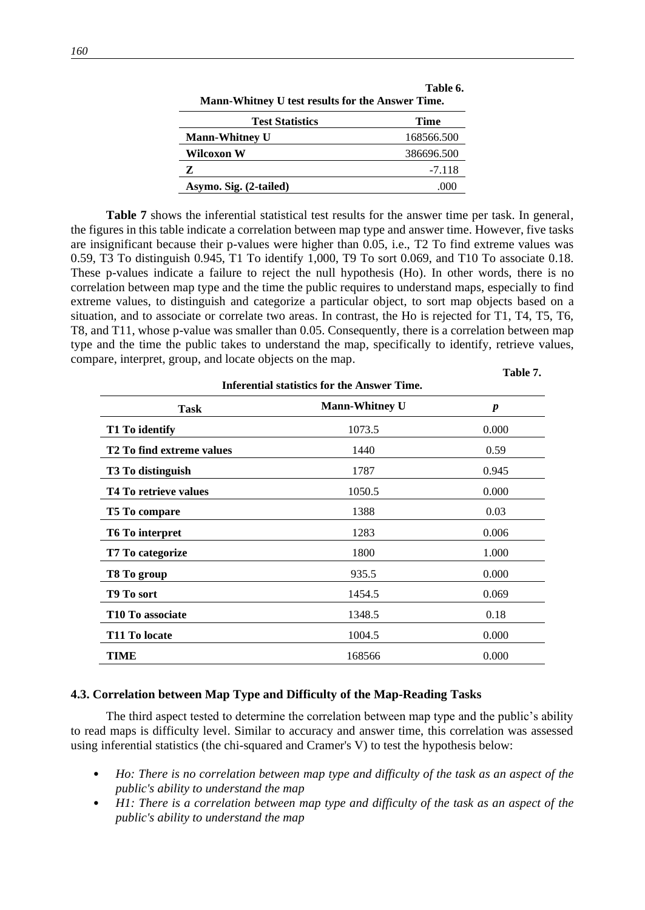**Table 6.**

**Mann-Whitney U test results for the Answer Time.**

| Test Statistics | Time |
|---|---|
| **Mann-Whitney U** | 168566.500 |
| **Wilcoxon W** | 386696.500 |
| **Z** | -7.118 |
| **Asymo. Sig. (2-tailed)** | .000 |

**Table 7** shows the inferential statistical test results for the answer time per task. In general, the figures in this table indicate a correlation between map type and answer time. However, five tasks are insignificant because their p-values were higher than 0.05, i.e., T2 To find extreme values was 0.59, T3 To distinguish 0.945, T1 To identify 1,000, T9 To sort 0.069, and T10 To associate 0.18. These p-values indicate a failure to reject the null hypothesis (Ho). In other words, there is no correlation between map type and the time the public requires to understand maps, especially to find extreme values, to distinguish and categorize a particular object, to sort map objects based on a situation, and to associate or correlate two areas. In contrast, the Ho is rejected for T1, T4, T5, T6, T8, and T11, whose p-value was smaller than 0.05. Consequently, there is a correlation between map type and the time the public takes to understand the map, specifically to identify, retrieve values, compare, interpret, group, and locate objects on the map.

**Table 7.**

**Inferential statistics for the Answer Time.**

| Task | Mann-Whitney U | *p* |
|---|---|---|
| **T1 To identify** | 1073.5 | 0.000 |
| **T2 To find extreme values** | 1440 | 0.59 |
| **T3 To distinguish** | 1787 | 0.945 |
| **T4 To retrieve values** | 1050.5 | 0.000 |
| **T5 To compare** | 1388 | 0.03 |
| **T6 To interpret** | 1283 | 0.006 |
| **T7 To categorize** | 1800 | 1.000 |
| **T8 To group** | 935.5 | 0.000 |
| **T9 To sort** | 1454.5 | 0.069 |
| **T10 To associate** | 1348.5 | 0.18 |
| **T11 To locate** | 1004.5 | 0.000 |
| **TIME** | 168566 | 0.000 |

### 4.3. Correlation between Map Type and Difficulty of the Map-Reading Tasks

The third aspect tested to determine the correlation between map type and the public's ability to read maps is difficulty level. Similar to accuracy and answer time, this correlation was assessed using inferential statistics (the chi-squared and Cramer's V) to test the hypothesis below:

- *Ho: There is no correlation between map type and difficulty of the task as an aspect of the public's ability to understand the map*
- *H1: There is a correlation between map type and difficulty of the task as an aspect of the public's ability to understand the map*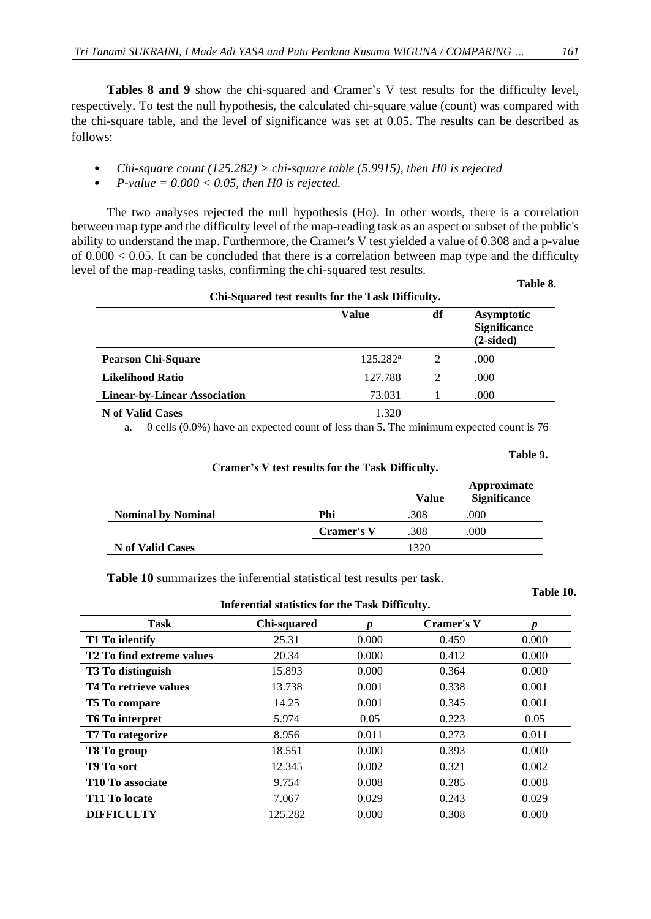**Tables 8 and 9** show the chi-squared and Cramer's V test results for the difficulty level, respectively. To test the null hypothesis, the calculated chi-square value (count) was compared with the chi-square table, and the level of significance was set at 0.05. The results can be described as follows:

- *Chi-square count (125.282) > chi-square table (5.9915), then H0 is rejected*
- *P-value = 0.000 < 0.05, then H0 is rejected.*

The two analyses rejected the null hypothesis (Ho). In other words, there is a correlation between map type and the difficulty level of the map-reading task as an aspect or subset of the public's ability to understand the map. Furthermore, the Cramer's V test yielded a value of 0.308 and a p-value of 0.000 < 0.05. It can be concluded that there is a correlation between map type and the difficulty level of the map-reading tasks, confirming the chi-squared test results.

**Table 8.**

**Chi-Squared test results for the Task Difficulty.**

| | Value | df | Asymptotic Significance (2-sided) |
|---|---|---|---|
| **Pearson Chi-Square** | 125.282[a] | 2 | .000 |
| **Likelihood Ratio** | 127.788 | 2 | .000 |
| **Linear-by-Linear Association** | 73.031 | 1 | .000 |
| **N of Valid Cases** | 1.320 | | |

a. 0 cells (0.0%) have an expected count of less than 5. The minimum expected count is 76

**Table 9.**

**Cramer's V test results for the Task Difficulty.**

| | | Value | Approximate Significance |
|---|---|---|---|
| **Nominal by Nominal** | **Phi** | .308 | .000 |
| | **Cramer's V** | .308 | .000 |
| **N of Valid Cases** | | 1320 | |

**Table 10** summarizes the inferential statistical test results per task.

**Table 10.**

**Inferential statistics for the Task Difficulty.**

| Task | Chi-squared | *p* | Cramer's V | *p* |
|---|---|---|---|---|
| **T1 To identify** | 25.31 | 0.000 | 0.459 | 0.000 |
| **T2 To find extreme values** | 20.34 | 0.000 | 0.412 | 0.000 |
| **T3 To distinguish** | 15.893 | 0.000 | 0.364 | 0.000 |
| **T4 To retrieve values** | 13.738 | 0.001 | 0.338 | 0.001 |
| **T5 To compare** | 14.25 | 0.001 | 0.345 | 0.001 |
| **T6 To interpret** | 5.974 | 0.05 | 0.223 | 0.05 |
| **T7 To categorize** | 8.956 | 0.011 | 0.273 | 0.011 |
| **T8 To group** | 18.551 | 0.000 | 0.393 | 0.000 |
| **T9 To sort** | 12.345 | 0.002 | 0.321 | 0.002 |
| **T10 To associate** | 9.754 | 0.008 | 0.285 | 0.008 |
| **T11 To locate** | 7.067 | 0.029 | 0.243 | 0.029 |
| **DIFFICULTY** | 125.282 | 0.000 | 0.308 | 0.000 |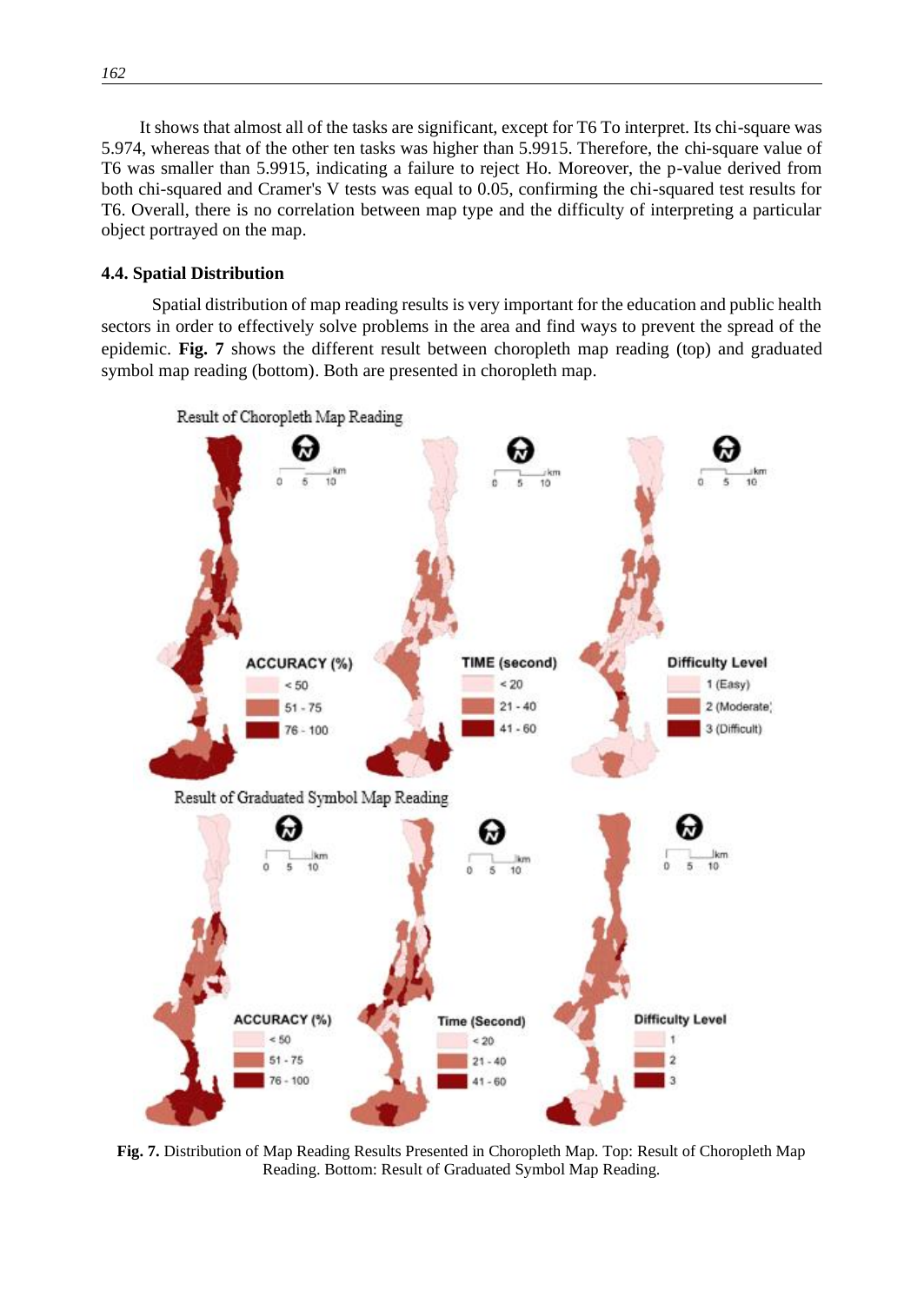It shows that almost all of the tasks are significant, except for T6 To interpret. Its chi-square was 5.974, whereas that of the other ten tasks was higher than 5.9915. Therefore, the chi-square value of T6 was smaller than 5.9915, indicating a failure to reject Ho. Moreover, the p-value derived from both chi-squared and Cramer's V tests was equal to 0.05, confirming the chi-squared test results for T6. Overall, there is no correlation between map type and the difficulty of interpreting a particular object portrayed on the map.

### 4.4. Spatial Distribution

Spatial distribution of map reading results is very important for the education and public health sectors in order to effectively solve problems in the area and find ways to prevent the spread of the epidemic. **Fig. 7** shows the different result between choropleth map reading (top) and graduated symbol map reading (bottom). Both are presented in choropleth map.

**Fig. 7.** Distribution of Map Reading Results Presented in Choropleth Map. Top: Result of Choropleth Map Reading. Bottom: Result of Graduated Symbol Map Reading.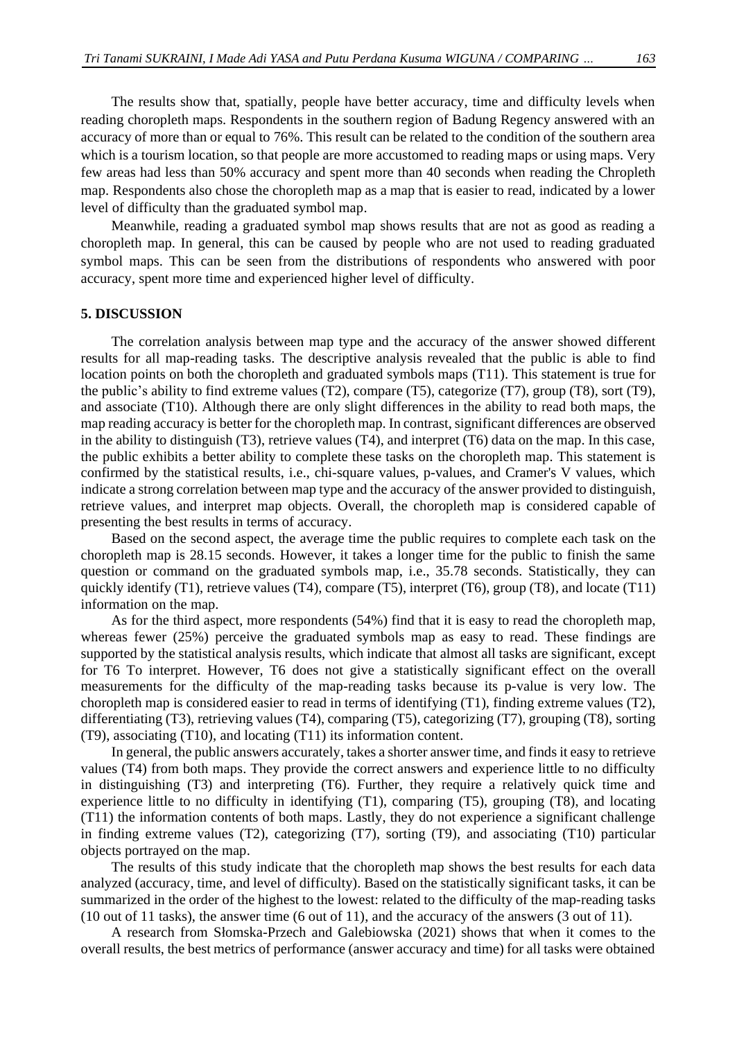The results show that, spatially, people have better accuracy, time and difficulty levels when reading choropleth maps. Respondents in the southern region of Badung Regency answered with an accuracy of more than or equal to 76%. This result can be related to the condition of the southern area which is a tourism location, so that people are more accustomed to reading maps or using maps. Very few areas had less than 50% accuracy and spent more than 40 seconds when reading the Chropleth map. Respondents also chose the choropleth map as a map that is easier to read, indicated by a lower level of difficulty than the graduated symbol map.

Meanwhile, reading a graduated symbol map shows results that are not as good as reading a choropleth map. In general, this can be caused by people who are not used to reading graduated symbol maps. This can be seen from the distributions of respondents who answered with poor accuracy, spent more time and experienced higher level of difficulty.

## 5. DISCUSSION

The correlation analysis between map type and the accuracy of the answer showed different results for all map-reading tasks. The descriptive analysis revealed that the public is able to find location points on both the choropleth and graduated symbols maps (T11). This statement is true for the public's ability to find extreme values (T2), compare (T5), categorize (T7), group (T8), sort (T9), and associate (T10). Although there are only slight differences in the ability to read both maps, the map reading accuracy is better for the choropleth map. In contrast, significant differences are observed in the ability to distinguish (T3), retrieve values (T4), and interpret (T6) data on the map. In this case, the public exhibits a better ability to complete these tasks on the choropleth map. This statement is confirmed by the statistical results, i.e., chi-square values, p-values, and Cramer's V values, which indicate a strong correlation between map type and the accuracy of the answer provided to distinguish, retrieve values, and interpret map objects. Overall, the choropleth map is considered capable of presenting the best results in terms of accuracy.

Based on the second aspect, the average time the public requires to complete each task on the choropleth map is 28.15 seconds. However, it takes a longer time for the public to finish the same question or command on the graduated symbols map, i.e., 35.78 seconds. Statistically, they can quickly identify (T1), retrieve values (T4), compare (T5), interpret (T6), group (T8), and locate (T11) information on the map.

As for the third aspect, more respondents (54%) find that it is easy to read the choropleth map, whereas fewer (25%) perceive the graduated symbols map as easy to read. These findings are supported by the statistical analysis results, which indicate that almost all tasks are significant, except for T6 To interpret. However, T6 does not give a statistically significant effect on the overall measurements for the difficulty of the map-reading tasks because its p-value is very low. The choropleth map is considered easier to read in terms of identifying (T1), finding extreme values (T2), differentiating (T3), retrieving values (T4), comparing (T5), categorizing (T7), grouping (T8), sorting (T9), associating (T10), and locating (T11) its information content.

In general, the public answers accurately, takes a shorter answer time, and finds it easy to retrieve values (T4) from both maps. They provide the correct answers and experience little to no difficulty in distinguishing (T3) and interpreting (T6). Further, they require a relatively quick time and experience little to no difficulty in identifying (T1), comparing (T5), grouping (T8), and locating (T11) the information contents of both maps. Lastly, they do not experience a significant challenge in finding extreme values (T2), categorizing (T7), sorting (T9), and associating (T10) particular objects portrayed on the map.

The results of this study indicate that the choropleth map shows the best results for each data analyzed (accuracy, time, and level of difficulty). Based on the statistically significant tasks, it can be summarized in the order of the highest to the lowest: related to the difficulty of the map-reading tasks (10 out of 11 tasks), the answer time (6 out of 11), and the accuracy of the answers (3 out of 11).

A research from Słomska-Przech and Galebiowska (2021) shows that when it comes to the overall results, the best metrics of performance (answer accuracy and time) for all tasks were obtained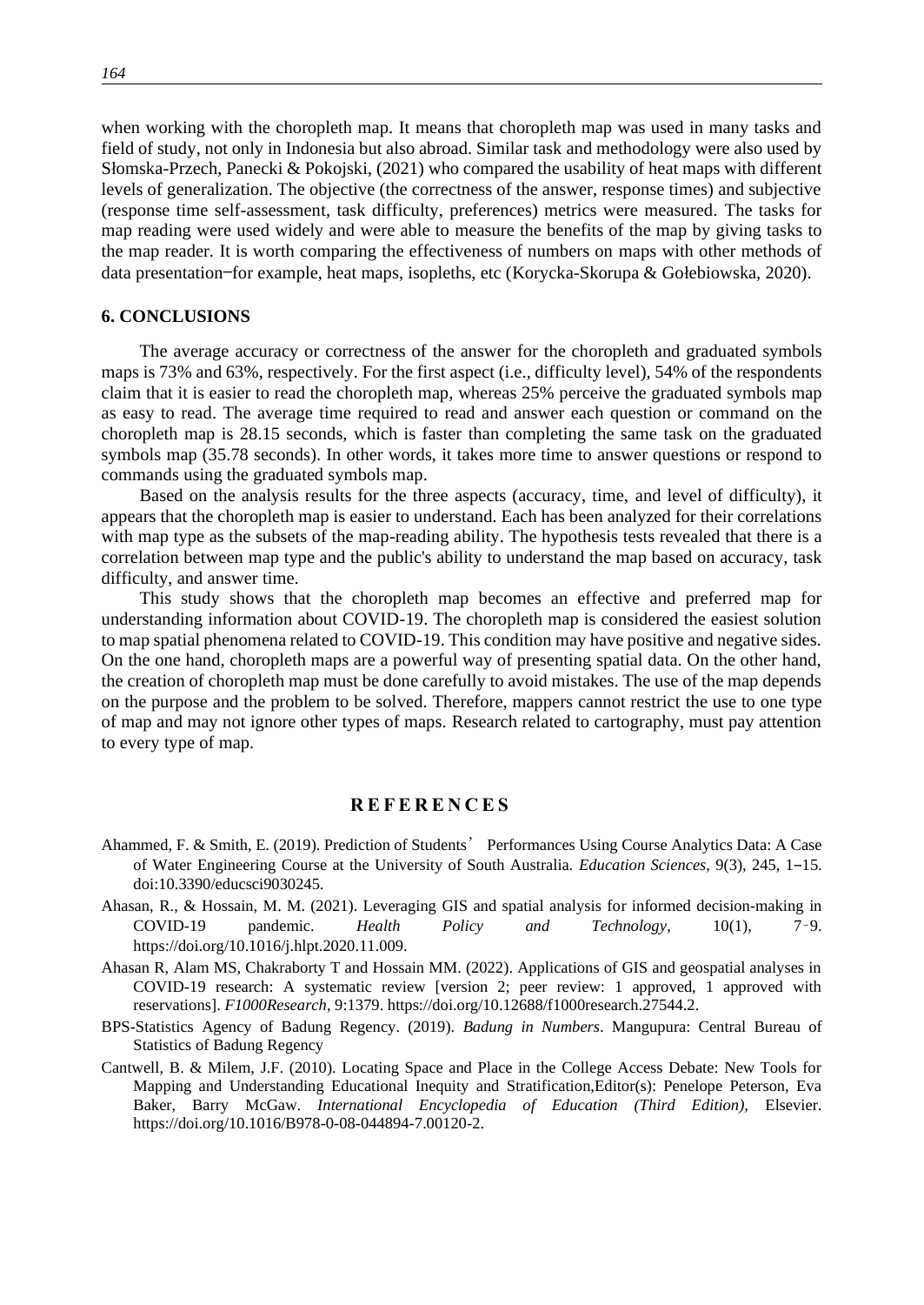when working with the choropleth map. It means that choropleth map was used in many tasks and field of study, not only in Indonesia but also abroad. Similar task and methodology were also used by Słomska-Przech, Panecki & Pokojski, (2021) who compared the usability of heat maps with different levels of generalization. The objective (the correctness of the answer, response times) and subjective (response time self-assessment, task difficulty, preferences) metrics were measured. The tasks for map reading were used widely and were able to measure the benefits of the map by giving tasks to the map reader. It is worth comparing the effectiveness of numbers on maps with other methods of data presentation‒for example, heat maps, isopleths, etc (Korycka-Skorupa & Gołebiowska, 2020).

## 6. CONCLUSIONS

The average accuracy or correctness of the answer for the choropleth and graduated symbols maps is 73% and 63%, respectively. For the first aspect (i.e., difficulty level), 54% of the respondents claim that it is easier to read the choropleth map, whereas 25% perceive the graduated symbols map as easy to read. The average time required to read and answer each question or command on the choropleth map is 28.15 seconds, which is faster than completing the same task on the graduated symbols map (35.78 seconds). In other words, it takes more time to answer questions or respond to commands using the graduated symbols map.

Based on the analysis results for the three aspects (accuracy, time, and level of difficulty), it appears that the choropleth map is easier to understand. Each has been analyzed for their correlations with map type as the subsets of the map-reading ability. The hypothesis tests revealed that there is a correlation between map type and the public's ability to understand the map based on accuracy, task difficulty, and answer time.

This study shows that the choropleth map becomes an effective and preferred map for understanding information about COVID-19. The choropleth map is considered the easiest solution to map spatial phenomena related to COVID-19. This condition may have positive and negative sides. On the one hand, choropleth maps are a powerful way of presenting spatial data. On the other hand, the creation of choropleth map must be done carefully to avoid mistakes. The use of the map depends on the purpose and the problem to be solved. Therefore, mappers cannot restrict the use to one type of map and may not ignore other types of maps. Research related to cartography, must pay attention to every type of map.

## REFERENCES

Ahammed, F. & Smith, E. (2019). Prediction of Students' Performances Using Course Analytics Data: A Case of Water Engineering Course at the University of South Australia. *Education Sciences*, 9(3), 245, 1‒15. doi:10.3390/educsci9030245.

Ahasan, R., & Hossain, M. M. (2021). Leveraging GIS and spatial analysis for informed decision-making in COVID-19 pandemic. *Health Policy and Technology*, 10(1), 7‒9. https://doi.org/10.1016/j.hlpt.2020.11.009.

Ahasan R, Alam MS, Chakraborty T and Hossain MM. (2022). Applications of GIS and geospatial analyses in COVID-19 research: A systematic review [version 2; peer review: 1 approved, 1 approved with reservations]. *F1000Research*, 9:1379. https://doi.org/10.12688/f1000research.27544.2.

BPS-Statistics Agency of Badung Regency. (2019). *Badung in Numbers*. Mangupura: Central Bureau of Statistics of Badung Regency

Cantwell, B. & Milem, J.F. (2010). Locating Space and Place in the College Access Debate: New Tools for Mapping and Understanding Educational Inequity and Stratification,Editor(s): Penelope Peterson, Eva Baker, Barry McGaw. *International Encyclopedia of Education (Third Edition)*, Elsevier. https://doi.org/10.1016/B978-0-08-044894-7.00120-2.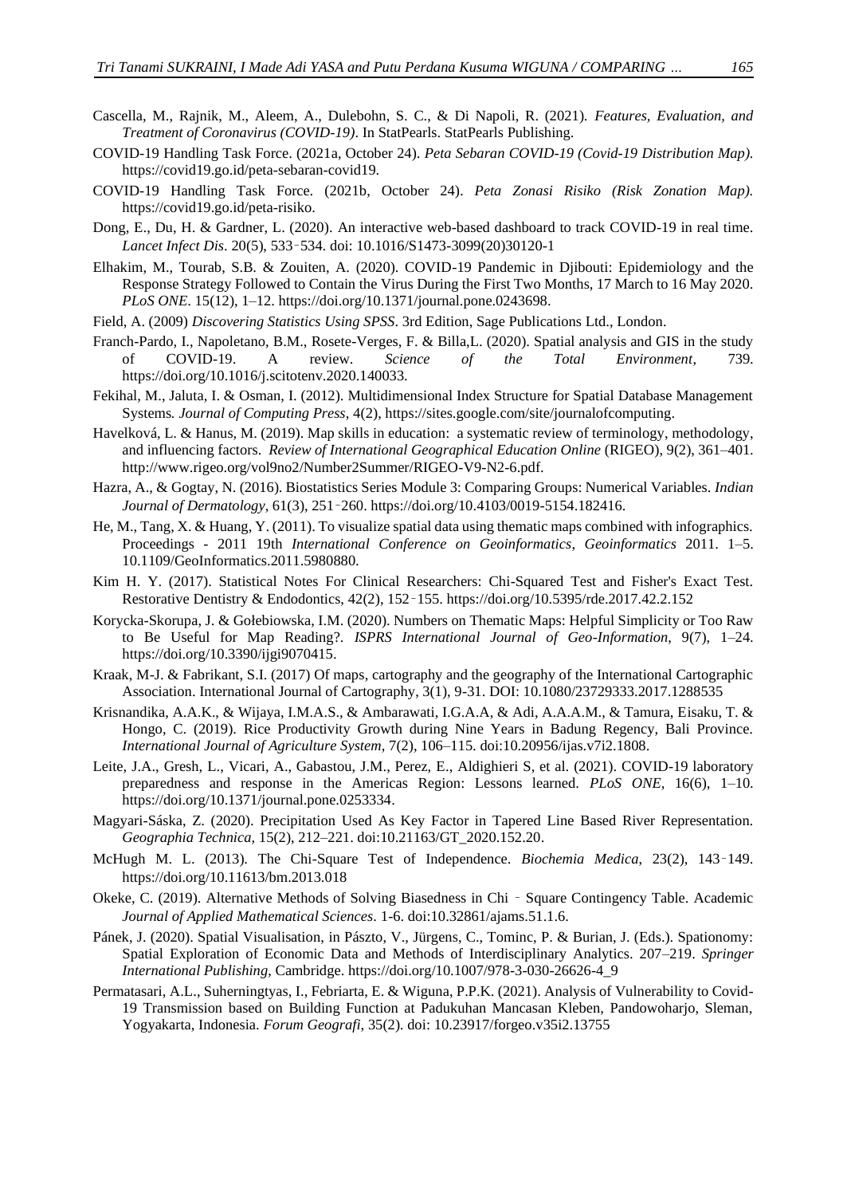Cascella, M., Rajnik, M., Aleem, A., Dulebohn, S. C., & Di Napoli, R. (2021). *Features, Evaluation, and Treatment of Coronavirus (COVID-19)*. In StatPearls. StatPearls Publishing.

COVID-19 Handling Task Force. (2021a, October 24). *Peta Sebaran COVID-19 (Covid-19 Distribution Map).* https://covid19.go.id/peta-sebaran-covid19.

COVID-19 Handling Task Force. (2021b, October 24). *Peta Zonasi Risiko (Risk Zonation Map).* https://covid19.go.id/peta-risiko.

Dong, E., Du, H. & Gardner, L. (2020). An interactive web-based dashboard to track COVID-19 in real time. *Lancet Infect Dis*. 20(5), 533‑534. doi: 10.1016/S1473-3099(20)30120-1

Elhakim, M., Tourab, S.B. & Zouiten, A. (2020). COVID-19 Pandemic in Djibouti: Epidemiology and the Response Strategy Followed to Contain the Virus During the First Two Months, 17 March to 16 May 2020. *PLoS ONE*. 15(12), 1–12. https://doi.org/10.1371/journal.pone.0243698.

Field, A. (2009) *Discovering Statistics Using SPSS*. 3rd Edition, Sage Publications Ltd., London.

Franch-Pardo, I., Napoletano, B.M., Rosete-Verges, F. & Billa,L. (2020). Spatial analysis and GIS in the study of COVID-19. A review. *Science of the Total Environment*, 739. https://doi.org/10.1016/j.scitotenv.2020.140033.

Fekihal, M., Jaluta, I. & Osman, I. (2012). Multidimensional Index Structure for Spatial Database Management Systems*. Journal of Computing Press*, 4(2), https://sites.google.com/site/journalofcomputing.

Havelková, L. & Hanus, M. (2019). Map skills in education: a systematic review of terminology, methodology, and influencing factors. *Review of International Geographical Education Online* (RIGEO), 9(2), 361–401. http://www.rigeo.org/vol9no2/Number2Summer/RIGEO-V9-N2-6.pdf.

Hazra, A., & Gogtay, N. (2016). Biostatistics Series Module 3: Comparing Groups: Numerical Variables. *Indian Journal of Dermatology*, 61(3), 251‑260. https://doi.org/10.4103/0019-5154.182416.

He, M., Tang, X. & Huang, Y. (2011). To visualize spatial data using thematic maps combined with infographics. Proceedings - 2011 19th *International Conference on Geoinformatics, Geoinformatics* 2011. 1–5. 10.1109/GeoInformatics.2011.5980880.

Kim H. Y. (2017). Statistical Notes For Clinical Researchers: Chi-Squared Test and Fisher's Exact Test. Restorative Dentistry & Endodontics, 42(2), 152‑155. https://doi.org/10.5395/rde.2017.42.2.152

Korycka-Skorupa, J. & Gołebiowska, I.M. (2020). Numbers on Thematic Maps: Helpful Simplicity or Too Raw to Be Useful for Map Reading?. *ISPRS International Journal of Geo-Information*, 9(7), 1–24. https://doi.org/10.3390/ijgi9070415.

Kraak, M-J. & Fabrikant, S.I. (2017) Of maps, cartography and the geography of the International Cartographic Association. International Journal of Cartography, 3(1), 9-31. DOI: 10.1080/23729333.2017.1288535

Krisnandika, A.A.K., & Wijaya, I.M.A.S., & Ambarawati, I.G.A.A, & Adi, A.A.A.M., & Tamura, Eisaku, T. & Hongo, C. (2019). Rice Productivity Growth during Nine Years in Badung Regency, Bali Province. *International Journal of Agriculture System*, 7(2), 106–115. doi:10.20956/ijas.v7i2.1808.

Leite, J.A., Gresh, L., Vicari, A., Gabastou, J.M., Perez, E., Aldighieri S, et al. (2021). COVID-19 laboratory preparedness and response in the Americas Region: Lessons learned. *PLoS ONE*, 16(6), 1–10. https://doi.org/10.1371/journal.pone.0253334.

Magyari-Sáska, Z. (2020). Precipitation Used As Key Factor in Tapered Line Based River Representation. *Geographia Technica,* 15(2), 212–221. doi:10.21163/GT_2020.152.20.

McHugh M. L. (2013). The Chi-Square Test of Independence. *Biochemia Medica*, 23(2), 143‑149. https://doi.org/10.11613/bm.2013.018

Okeke, C. (2019). Alternative Methods of Solving Biasedness in Chi‑Square Contingency Table. Academic *Journal of Applied Mathematical Sciences*. 1-6. doi:10.32861/ajams.51.1.6.

Pánek, J. (2020). Spatial Visualisation, in Pászto, V., Jürgens, C., Tominc, P. & Burian, J. (Eds.). Spationomy: Spatial Exploration of Economic Data and Methods of Interdisciplinary Analytics. 207–219. *Springer International Publishing*, Cambridge. https://doi.org/10.1007/978-3-030-26626-4_9

Permatasari, A.L., Suherningtyas, I., Febriarta, E. & Wiguna, P.P.K. (2021). Analysis of Vulnerability to Covid-19 Transmission based on Building Function at Padukuhan Mancasan Kleben, Pandowoharjo, Sleman, Yogyakarta, Indonesia. *Forum Geografi,* 35(2). doi: 10.23917/forgeo.v35i2.13755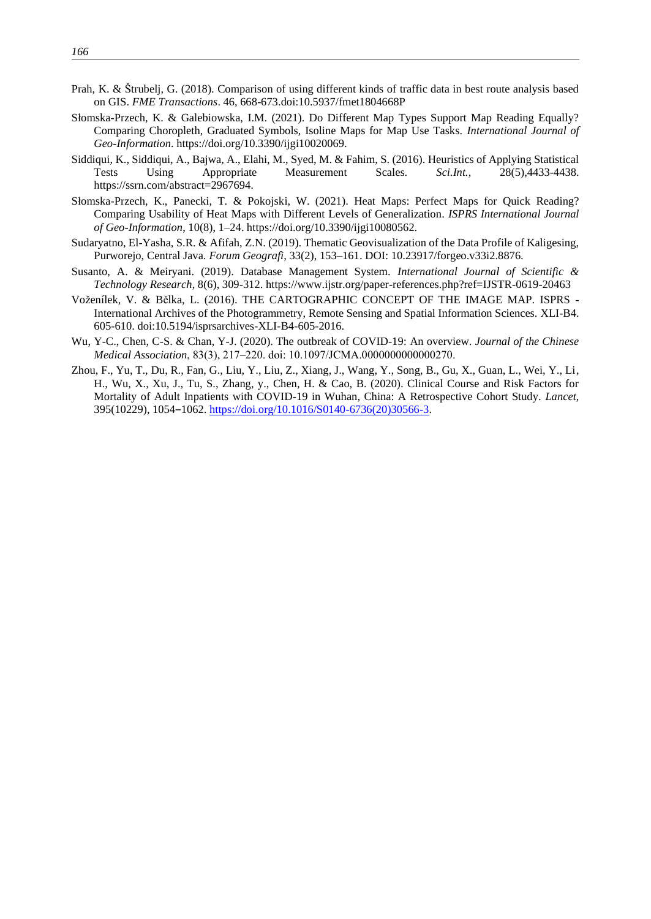Prah, K. & Štrubelj, G. (2018). Comparison of using different kinds of traffic data in best route analysis based on GIS. *FME Transactions*. 46, 668-673.doi:10.5937/fmet1804668P

Słomska-Przech, K. & Galebiowska, I.M. (2021). Do Different Map Types Support Map Reading Equally? Comparing Choropleth, Graduated Symbols, Isoline Maps for Map Use Tasks. *International Journal of Geo-Information*. https://doi.org/10.3390/ijgi10020069.

Siddiqui, K., Siddiqui, A., Bajwa, A., Elahi, M., Syed, M. & Fahim, S. (2016). Heuristics of Applying Statistical Tests Using Appropriate Measurement Scales. *Sci.Int.*, 28(5),4433-4438. https://ssrn.com/abstract=2967694.

Słomska-Przech, K., Panecki, T. & Pokojski, W. (2021). Heat Maps: Perfect Maps for Quick Reading? Comparing Usability of Heat Maps with Different Levels of Generalization. *ISPRS International Journal of Geo-Information*, 10(8), 1–24. https://doi.org/10.3390/ijgi10080562.

Sudaryatno, El-Yasha, S.R. & Afifah, Z.N. (2019). Thematic Geovisualization of the Data Profile of Kaligesing, Purworejo, Central Java. *Forum Geografi*, 33(2), 153–161. DOI: 10.23917/forgeo.v33i2.8876.

Susanto, A. & Meiryani. (2019). Database Management System. *International Journal of Scientific & Technology Research*, 8(6), 309-312. https://www.ijstr.org/paper-references.php?ref=IJSTR-0619-20463

Voženílek, V. & Bělka, L. (2016). THE CARTOGRAPHIC CONCEPT OF THE IMAGE MAP. ISPRS - International Archives of the Photogrammetry, Remote Sensing and Spatial Information Sciences. XLI-B4. 605-610. doi:10.5194/isprsarchives-XLI-B4-605-2016.

Wu, Y-C., Chen, C-S. & Chan, Y-J. (2020). The outbreak of COVID-19: An overview. *Journal of the Chinese Medical Association*, 83(3), 217–220. doi: 10.1097/JCMA.0000000000000270.

Zhou, F., Yu, T., Du, R., Fan, G., Liu, Y., Liu, Z., Xiang, J., Wang, Y., Song, B., Gu, X., Guan, L., Wei, Y., Li, H., Wu, X., Xu, J., Tu, S., Zhang, y., Chen, H. & Cao, B. (2020). Clinical Course and Risk Factors for Mortality of Adult Inpatients with COVID-19 in Wuhan, China: A Retrospective Cohort Study. *Lancet*, 395(10229), 1054–1062. https://doi.org/10.1016/S0140-6736(20)30566-3.